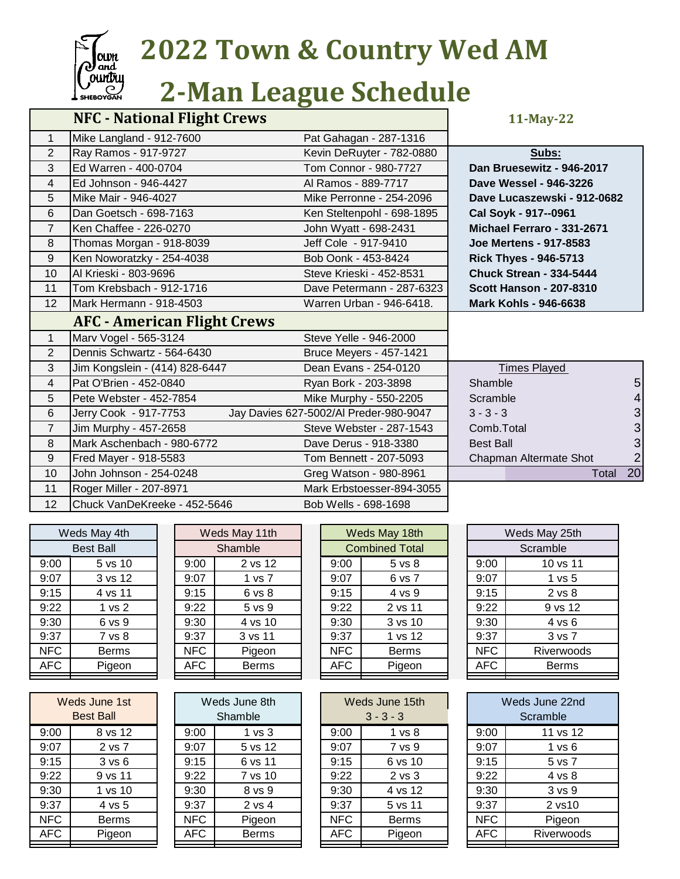# 2022 Town & Country Wed AM
# 2-Man League Schedule

**11-May-22**

## NFC - National Flight Crews

| # | Player 1 | Player 2 |
|---|---|---|
| 1 | Mike Langland - 912-7600 | Pat Gahagan - 287-1316 |
| 2 | Ray Ramos - 917-9727 | Kevin DeRuyter - 782-0880 |
| 3 | Ed Warren - 400-0704 | Tom Connor - 980-7727 |
| 4 | Ed Johnson - 946-4427 | Al Ramos - 889-7717 |
| 5 | Mike Mair - 946-4027 | Mike Perronne - 254-2096 |
| 6 | Dan Goetsch - 698-7163 | Ken Steltenpohl - 698-1895 |
| 7 | Ken Chaffee - 226-0270 | John Wyatt - 698-2431 |
| 8 | Thomas Morgan - 918-8039 | Jeff Cole - 917-9410 |
| 9 | Ken Noworatzky - 254-4038 | Bob Oonk - 453-8424 |
| 10 | Al Krieski - 803-9696 | Steve Krieski - 452-8531 |
| 11 | Tom Krebsbach - 912-1716 | Dave Petermann - 287-6323 |
| 12 | Mark Hermann - 918-4503 | Warren Urban - 946-6418. |

**Subs:**

- **Dan Bruesewitz - 946-2017**
- **Dave Wessel - 946-3226**
- **Dave Lucaszewski - 912-0682**
- **Cal Soyk - 917--0961**
- **Michael Ferraro - 331-2671**
- **Joe Mertens - 917-8583**
- **Rick Thyes - 946-5713**
- **Chuck Strean - 334-5444**
- **Scott Hanson - 207-8310**
- **Mark Kohls - 946-6638**

## AFC - American Flight Crews

| # | Player 1 | Player 2 |
|---|---|---|
| 1 | Marv Vogel - 565-3124 | Steve Yelle - 946-2000 |
| 2 | Dennis Schwartz - 564-6430 | Bruce Meyers - 457-1421 |
| 3 | Jim Kongslein - (414) 828-6447 | Dean Evans - 254-0120 |
| 4 | Pat O'Brien - 452-0840 | Ryan Bork - 203-3898 |
| 5 | Pete Webster - 452-7854 | Mike Murphy - 550-2205 |
| 6 | Jerry Cook - 917-7753 | Jay Davies 627-5002/Al Preder-980-9047 |
| 7 | Jim Murphy - 457-2658 | Steve Webster - 287-1543 |
| 8 | Mark Aschenbach - 980-6772 | Dave Derus - 918-3380 |
| 9 | Fred Mayer - 918-5583 | Tom Bennett - 207-5093 |
| 10 | John Johnson - 254-0248 | Greg Watson - 980-8961 |
| 11 | Roger Miller - 207-8971 | Mark Erbstoesser-894-3055 |
| 12 | Chuck VanDeKreeke - 452-5646 | Bob Wells - 698-1698 |

| Times Played | |
|---|---|
| Shamble | 5 |
| Scramble | 4 |
| 3 - 3 - 3 | 3 |
| Comb.Total | 3 |
| Best Ball | 3 |
| Chapman Altermate Shot | 2 |
| Total | 20 |

| Weds May 4th | |
|---|---|
| Best Ball | |
| 9:00 | 5 vs 10 |
| 9:07 | 3 vs 12 |
| 9:15 | 4 vs 11 |
| 9:22 | 1 vs 2 |
| 9:30 | 6 vs 9 |
| 9:37 | 7 vs 8 |
| NFC | Berms |
| AFC | Pigeon |

| Weds May 11th | |
|---|---|
| Shamble | |
| 9:00 | 2 vs 12 |
| 9:07 | 1 vs 7 |
| 9:15 | 6 vs 8 |
| 9:22 | 5 vs 9 |
| 9:30 | 4 vs 10 |
| 9:37 | 3 vs 11 |
| NFC | Pigeon |
| AFC | Berms |

| Weds May 18th | |
|---|---|
| Combined Total | |
| 9:00 | 5 vs 8 |
| 9:07 | 6 vs 7 |
| 9:15 | 4 vs 9 |
| 9:22 | 2 vs 11 |
| 9:30 | 3 vs 10 |
| 9:37 | 1 vs 12 |
| NFC | Berms |
| AFC | Pigeon |

| Weds May 25th | |
|---|---|
| Scramble | |
| 9:00 | 10 vs 11 |
| 9:07 | 1 vs 5 |
| 9:15 | 2 vs 8 |
| 9:22 | 9 vs 12 |
| 9:30 | 4 vs 6 |
| 9:37 | 3 vs 7 |
| NFC | Riverwoods |
| AFC | Berms |

| Weds June 1st | |
|---|---|
| Best Ball | |
| 9:00 | 8 vs 12 |
| 9:07 | 2 vs 7 |
| 9:15 | 3 vs 6 |
| 9:22 | 9 vs 11 |
| 9:30 | 1 vs 10 |
| 9:37 | 4 vs 5 |
| NFC | Berms |
| AFC | Pigeon |

| Weds June 8th | |
|---|---|
| Shamble | |
| 9:00 | 1 vs 3 |
| 9:07 | 5 vs 12 |
| 9:15 | 6 vs 11 |
| 9:22 | 7 vs 10 |
| 9:30 | 8 vs 9 |
| 9:37 | 2 vs 4 |
| NFC | Pigeon |
| AFC | Berms |

| Weds June 15th | |
|---|---|
| 3 - 3 - 3 | |
| 9:00 | 1 vs 8 |
| 9:07 | 7 vs 9 |
| 9:15 | 6 vs 10 |
| 9:22 | 2 vs 3 |
| 9:30 | 4 vs 12 |
| 9:37 | 5 vs 11 |
| NFC | Berms |
| AFC | Pigeon |

| Weds June 22nd | |
|---|---|
| Scramble | |
| 9:00 | 11 vs 12 |
| 9:07 | 1 vs 6 |
| 9:15 | 5 vs 7 |
| 9:22 | 4 vs 8 |
| 9:30 | 3 vs 9 |
| 9:37 | 2 vs10 |
| NFC | Pigeon |
| AFC | Riverwoods |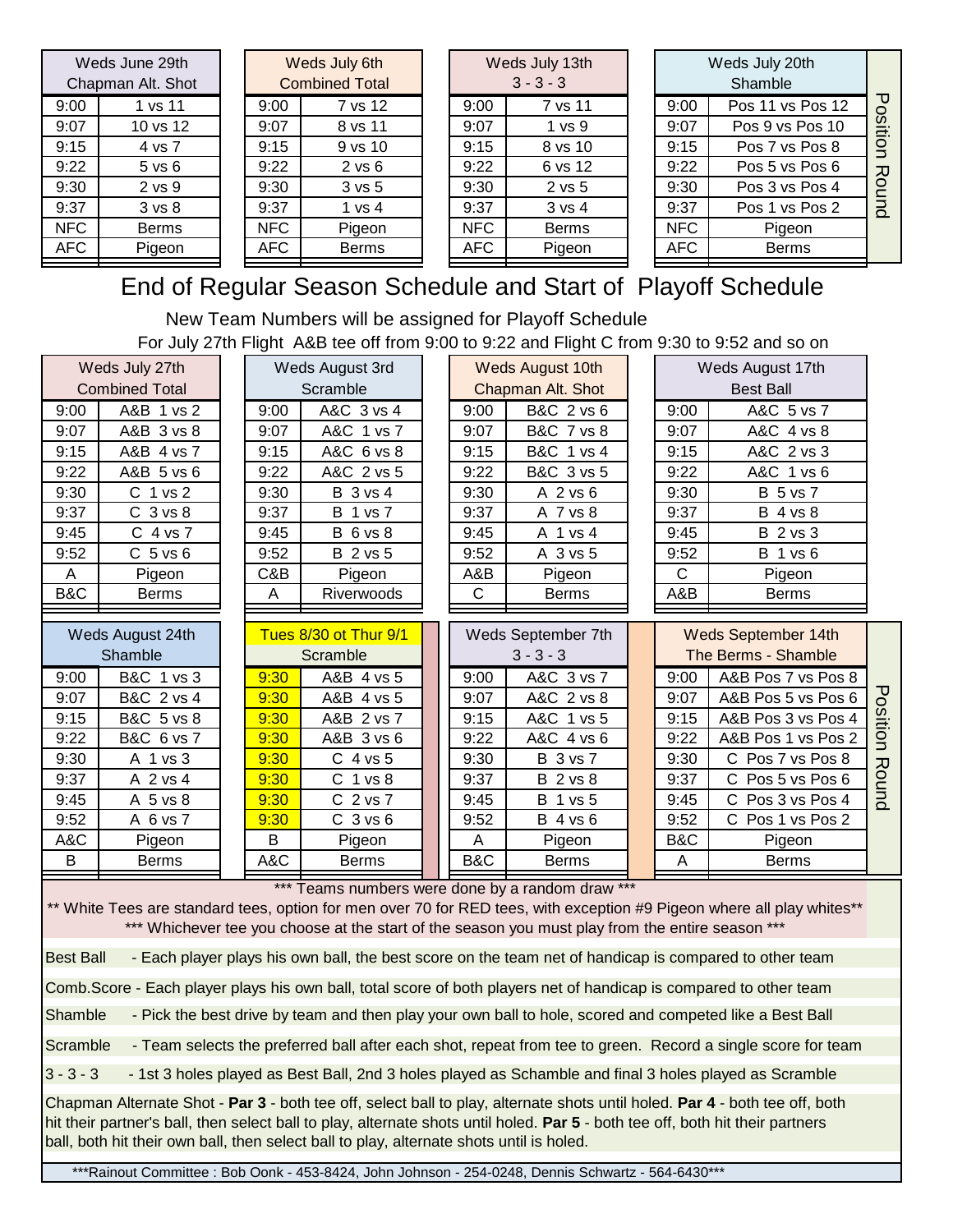| Weds June 29th<br>Chapman Alt. Shot | |
|---|---|
| 9:00 | 1 vs 11 |
| 9:07 | 10 vs 12 |
| 9:15 | 4 vs 7 |
| 9:22 | 5 vs 6 |
| 9:30 | 2 vs 9 |
| 9:37 | 3 vs 8 |
| NFC | Berms |
| AFC | Pigeon |

| Weds July 6th<br>Combined Total | |
|---|---|
| 9:00 | 7 vs 12 |
| 9:07 | 8 vs 11 |
| 9:15 | 9 vs 10 |
| 9:22 | 2 vs 6 |
| 9:30 | 3 vs 5 |
| 9:37 | 1 vs 4 |
| NFC | Pigeon |
| AFC | Berms |

| Weds July 13th<br>3 - 3 - 3 | |
|---|---|
| 9:00 | 7 vs 11 |
| 9:07 | 1 vs 9 |
| 9:15 | 8 vs 10 |
| 9:22 | 6 vs 12 |
| 9:30 | 2 vs 5 |
| 9:37 | 3 vs 4 |
| NFC | Berms |
| AFC | Pigeon |

| Weds July 20th<br>Shamble (Position Round) | |
|---|---|
| 9:00 | Pos 11 vs Pos 12 |
| 9:07 | Pos 9 vs Pos 10 |
| 9:15 | Pos 7 vs Pos 8 |
| 9:22 | Pos 5 vs Pos 6 |
| 9:30 | Pos 3 vs Pos 4 |
| 9:37 | Pos 1 vs Pos 2 |
| NFC | Pigeon |
| AFC | Berms |

# End of Regular Season Schedule and Start of Playoff Schedule

New Team Numbers will be assigned for Playoff Schedule

For July 27th Flight A&B tee off from 9:00 to 9:22 and Flight C from 9:30 to 9:52 and so on

| Weds July 27th<br>Combined Total | |
|---|---|
| 9:00 | A&B 1 vs 2 |
| 9:07 | A&B 3 vs 8 |
| 9:15 | A&B 4 vs 7 |
| 9:22 | A&B 5 vs 6 |
| 9:30 | C 1 vs 2 |
| 9:37 | C 3 vs 8 |
| 9:45 | C 4 vs 7 |
| 9:52 | C 5 vs 6 |
| A | Pigeon |
| B&C | Berms |

| Weds August 3rd<br>Scramble | |
|---|---|
| 9:00 | A&C 3 vs 4 |
| 9:07 | A&C 1 vs 7 |
| 9:15 | A&C 6 vs 8 |
| 9:22 | A&C 2 vs 5 |
| 9:30 | B 3 vs 4 |
| 9:37 | B 1 vs 7 |
| 9:45 | B 6 vs 8 |
| 9:52 | B 2 vs 5 |
| C&B | Pigeon |
| A | Riverwoods |

| Weds August 10th<br>Chapman Alt. Shot | |
|---|---|
| 9:00 | B&C 2 vs 6 |
| 9:07 | B&C 7 vs 8 |
| 9:15 | B&C 1 vs 4 |
| 9:22 | B&C 3 vs 5 |
| 9:30 | A 2 vs 6 |
| 9:37 | A 7 vs 8 |
| 9:45 | A 1 vs 4 |
| 9:52 | A 3 vs 5 |
| A&B | Pigeon |
| C | Berms |

| Weds August 17th<br>Best Ball | |
|---|---|
| 9:00 | A&C 5 vs 7 |
| 9:07 | A&C 4 vs 8 |
| 9:15 | A&C 2 vs 3 |
| 9:22 | A&C 1 vs 6 |
| 9:30 | B 5 vs 7 |
| 9:37 | B 4 vs 8 |
| 9:45 | B 2 vs 3 |
| 9:52 | B 1 vs 6 |
| C | Pigeon |
| A&B | Berms |

| Weds August 24th<br>Shamble | |
|---|---|
| 9:00 | B&C 1 vs 3 |
| 9:07 | B&C 2 vs 4 |
| 9:15 | B&C 5 vs 8 |
| 9:22 | B&C 6 vs 7 |
| 9:30 | A 1 vs 3 |
| 9:37 | A 2 vs 4 |
| 9:45 | A 5 vs 8 |
| 9:52 | A 6 vs 7 |
| A&C | Pigeon |
| B | Berms |

| Tues 8/30 ot Thur 9/1<br>Scramble | |
|---|---|
| 9:30 | A&B 4 vs 5 |
| 9:30 | A&B 4 vs 5 |
| 9:30 | A&B 2 vs 7 |
| 9:30 | A&B 3 vs 6 |
| 9:30 | C 4 vs 5 |
| 9:30 | C 1 vs 8 |
| 9:30 | C 2 vs 7 |
| 9:30 | C 3 vs 6 |
| B | Pigeon |
| A&C | Berms |

| Weds September 7th<br>3 - 3 - 3 | |
|---|---|
| 9:00 | A&C 3 vs 7 |
| 9:07 | A&C 2 vs 8 |
| 9:15 | A&C 1 vs 5 |
| 9:22 | A&C 4 vs 6 |
| 9:30 | B 3 vs 7 |
| 9:37 | B 2 vs 8 |
| 9:45 | B 1 vs 5 |
| 9:52 | B 4 vs 6 |
| A | Pigeon |
| B&C | Berms |

| Weds September 14th<br>The Berms - Shamble (Position Round) | |
|---|---|
| 9:00 | A&B Pos 7 vs Pos 8 |
| 9:07 | A&B Pos 5 vs Pos 6 |
| 9:15 | A&B Pos 3 vs Pos 4 |
| 9:22 | A&B Pos 1 vs Pos 2 |
| 9:30 | C Pos 7 vs Pos 8 |
| 9:37 | C Pos 5 vs Pos 6 |
| 9:45 | C Pos 3 vs Pos 4 |
| 9:52 | C Pos 1 vs Pos 2 |
| B&C | Pigeon |
| A | Berms |

*** Teams numbers were done by a random draw ***

** White Tees are standard tees, option for men over 70 for RED tees, with exception #9 Pigeon where all play whites**

*** Whichever tee you choose at the start of the season you must play from the entire season ***

Best Ball - Each player plays his own ball, the best score on the team net of handicap is compared to other team

Comb.Score - Each player plays his own ball, total score of both players net of handicap is compared to other team

Shamble - Pick the best drive by team and then play your own ball to hole, scored and competed like a Best Ball

Scramble - Team selects the preferred ball after each shot, repeat from tee to green. Record a single score for team

3 - 3 - 3 - 1st 3 holes played as Best Ball, 2nd 3 holes played as Schamble and final 3 holes played as Scramble

Chapman Alternate Shot - **Par 3** - both tee off, select ball to play, alternate shots until holed. **Par 4** - both tee off, both hit their partner's ball, then select ball to play, alternate shots until holed. **Par 5** - both tee off, both hit their partners ball, both hit their own ball, then select ball to play, alternate shots until is holed.

***Rainout Committee : Bob Oonk - 453-8424, John Johnson - 254-0248, Dennis Schwartz - 564-6430***